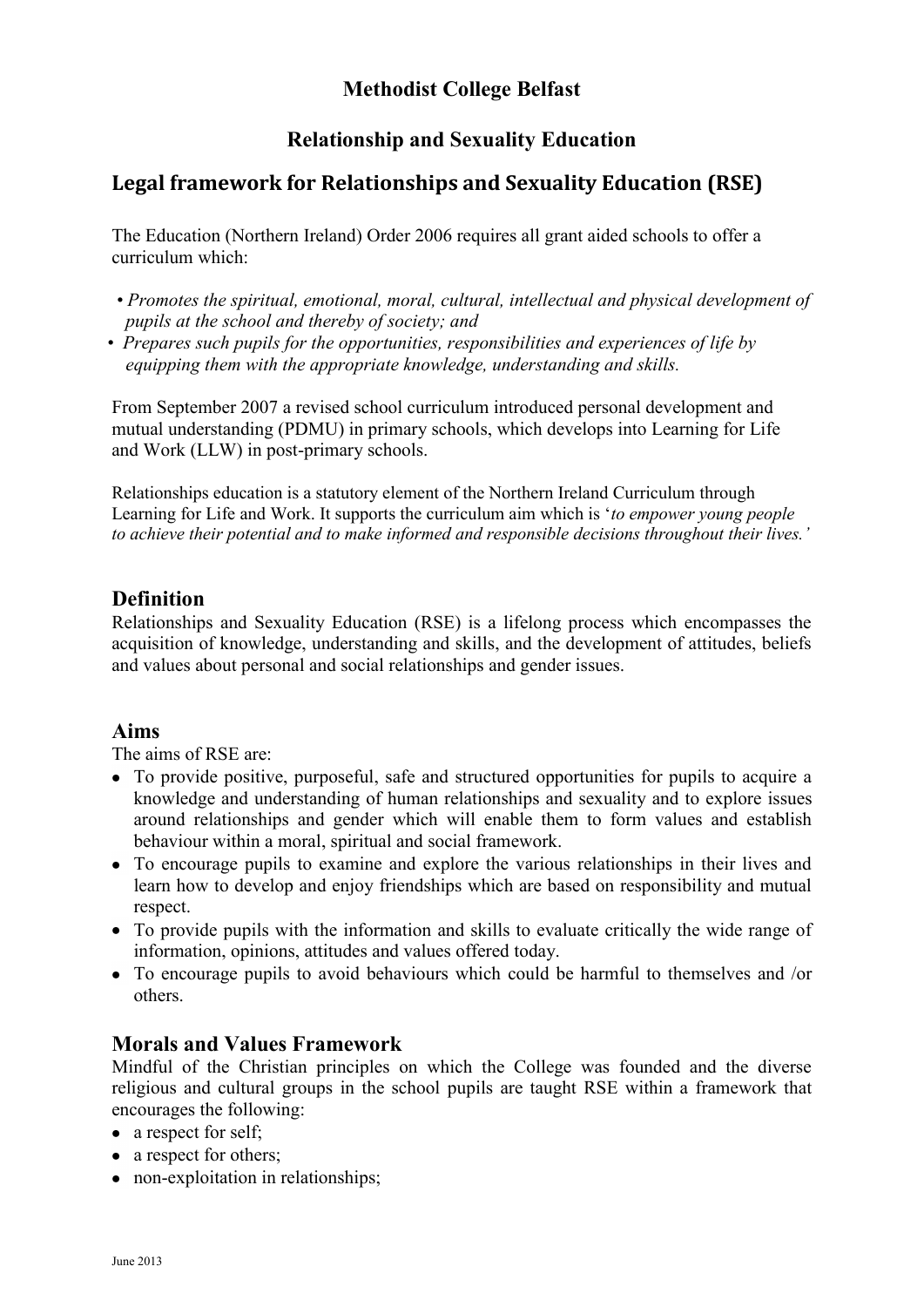# Methodist College Belfast

## Relationship and Sexuality Education

## Legal framework for Relationships and Sexuality Education (RSE)

The Education (Northern Ireland) Order 2006 requires all grant aided schools to offer a curriculum which:

- *Promotes the spiritual, emotional, moral, cultural, intellectual and physical development of pupils at the school and thereby of society; and*
- *Prepares such pupils for the opportunities, responsibilities and experiences of life by equipping them with the appropriate knowledge, understanding and skills.*

From September 2007 a revised school curriculum introduced personal development and mutual understanding (PDMU) in primary schools, which develops into Learning for Life and Work (LLW) in post-primary schools.

Relationships education is a statutory element of the Northern Ireland Curriculum through Learning for Life and Work. It supports the curriculum aim which is '*to empower young people to achieve their potential and to make informed and responsible decisions throughout their lives.'*

## Definition

Relationships and Sexuality Education (RSE) is a lifelong process which encompasses the acquisition of knowledge, understanding and skills, and the development of attitudes, beliefs and values about personal and social relationships and gender issues.

## Aims

The aims of RSE are:

- To provide positive, purposeful, safe and structured opportunities for pupils to acquire a knowledge and understanding of human relationships and sexuality and to explore issues around relationships and gender which will enable them to form values and establish behaviour within a moral, spiritual and social framework.
- To encourage pupils to examine and explore the various relationships in their lives and learn how to develop and enjoy friendships which are based on responsibility and mutual respect.
- To provide pupils with the information and skills to evaluate critically the wide range of information, opinions, attitudes and values offered today.
- To encourage pupils to avoid behaviours which could be harmful to themselves and /or others.

## Morals and Values Framework

Mindful of the Christian principles on which the College was founded and the diverse religious and cultural groups in the school pupils are taught RSE within a framework that encourages the following:

- a respect for self;
- a respect for others;
- non-exploitation in relationships;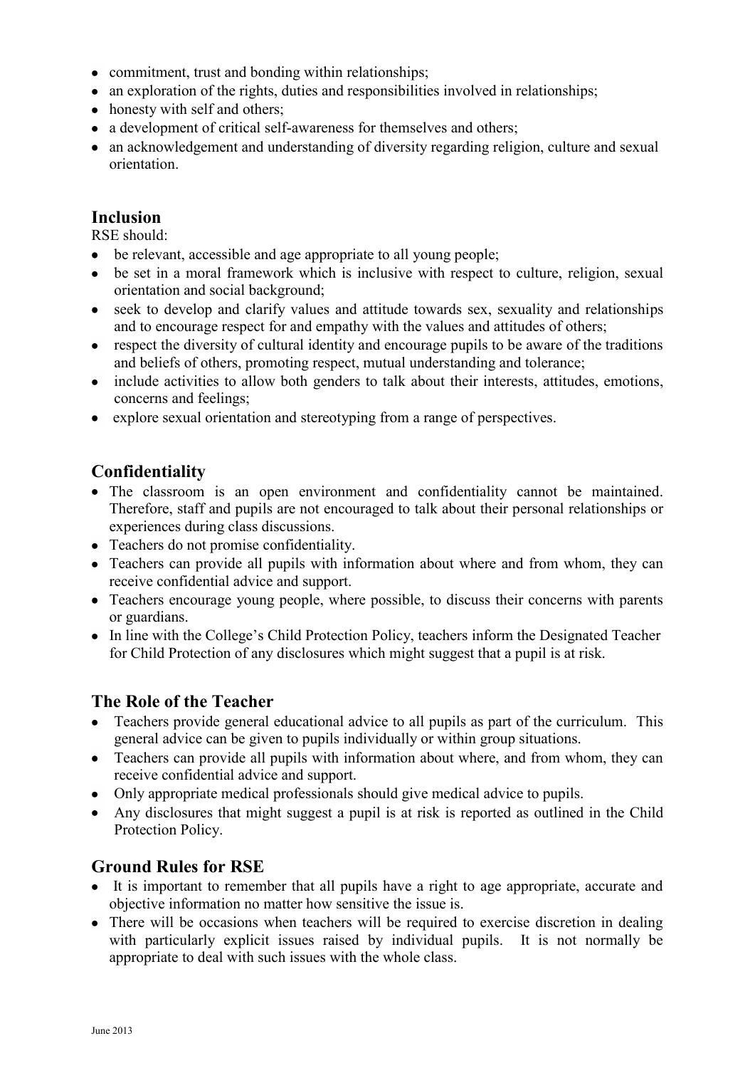- commitment, trust and bonding within relationships;
- an exploration of the rights, duties and responsibilities involved in relationships;
- honesty with self and others;
- a development of critical self-awareness for themselves and others;
- an acknowledgement and understanding of diversity regarding religion, culture and sexual orientation.

## Inclusion

RSE should:

- be relevant, accessible and age appropriate to all young people;
- be set in a moral framework which is inclusive with respect to culture, religion, sexual orientation and social background;
- seek to develop and clarify values and attitude towards sex, sexuality and relationships and to encourage respect for and empathy with the values and attitudes of others;
- respect the diversity of cultural identity and encourage pupils to be aware of the traditions and beliefs of others, promoting respect, mutual understanding and tolerance;
- include activities to allow both genders to talk about their interests, attitudes, emotions, concerns and feelings;
- explore sexual orientation and stereotyping from a range of perspectives.

## Confidentiality

- The classroom is an open environment and confidentiality cannot be maintained. Therefore, staff and pupils are not encouraged to talk about their personal relationships or experiences during class discussions.
- Teachers do not promise confidentiality.
- Teachers can provide all pupils with information about where and from whom, they can receive confidential advice and support.
- Teachers encourage young people, where possible, to discuss their concerns with parents or guardians.
- In line with the College's Child Protection Policy, teachers inform the Designated Teacher for Child Protection of any disclosures which might suggest that a pupil is at risk.

## The Role of the Teacher

- Teachers provide general educational advice to all pupils as part of the curriculum. This general advice can be given to pupils individually or within group situations.
- Teachers can provide all pupils with information about where, and from whom, they can receive confidential advice and support.
- Only appropriate medical professionals should give medical advice to pupils.
- Any disclosures that might suggest a pupil is at risk is reported as outlined in the Child Protection Policy.

## Ground Rules for RSE

- It is important to remember that all pupils have a right to age appropriate, accurate and objective information no matter how sensitive the issue is.
- There will be occasions when teachers will be required to exercise discretion in dealing with particularly explicit issues raised by individual pupils. It is not normally be appropriate to deal with such issues with the whole class.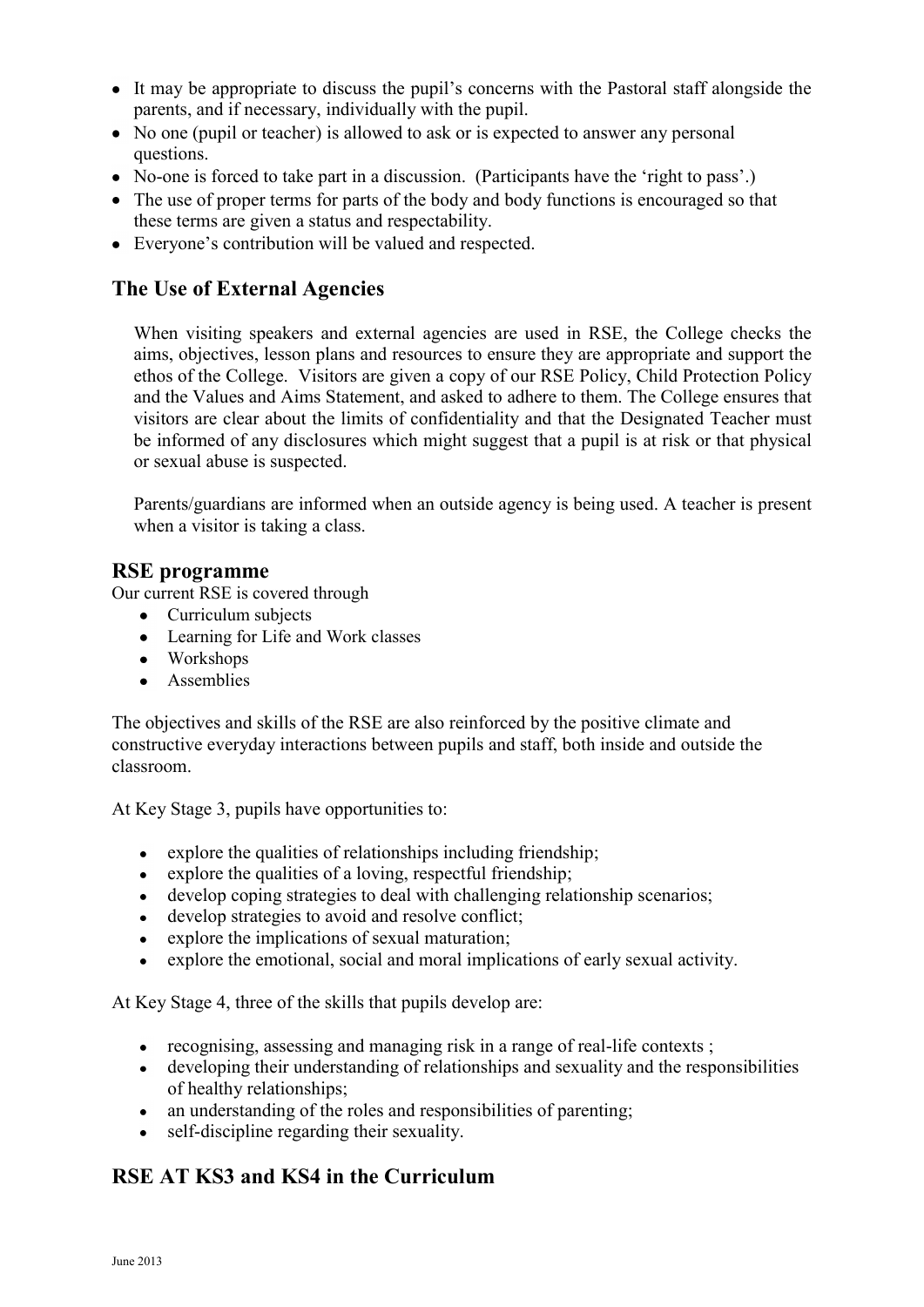- It may be appropriate to discuss the pupil's concerns with the Pastoral staff alongside the parents, and if necessary, individually with the pupil.
- No one (pupil or teacher) is allowed to ask or is expected to answer any personal questions.
- No-one is forced to take part in a discussion. (Participants have the 'right to pass'.)
- The use of proper terms for parts of the body and body functions is encouraged so that these terms are given a status and respectability.
- Everyone's contribution will be valued and respected.

## The Use of External Agencies

When visiting speakers and external agencies are used in RSE, the College checks the aims, objectives, lesson plans and resources to ensure they are appropriate and support the ethos of the College. Visitors are given a copy of our RSE Policy, Child Protection Policy and the Values and Aims Statement, and asked to adhere to them. The College ensures that visitors are clear about the limits of confidentiality and that the Designated Teacher must be informed of any disclosures which might suggest that a pupil is at risk or that physical or sexual abuse is suspected.

Parents/guardians are informed when an outside agency is being used. A teacher is present when a visitor is taking a class.

## RSE programme

Our current RSE is covered through

- Curriculum subjects
- Learning for Life and Work classes
- Workshops
- Assemblies

The objectives and skills of the RSE are also reinforced by the positive climate and constructive everyday interactions between pupils and staff, both inside and outside the classroom.

At Key Stage 3, pupils have opportunities to:

- explore the qualities of relationships including friendship;
- explore the qualities of a loving, respectful friendship;
- develop coping strategies to deal with challenging relationship scenarios;
- develop strategies to avoid and resolve conflict;
- explore the implications of sexual maturation;
- explore the emotional, social and moral implications of early sexual activity.

At Key Stage 4, three of the skills that pupils develop are:

- recognising, assessing and managing risk in a range of real-life contexts ;
- developing their understanding of relationships and sexuality and the responsibilities of healthy relationships;
- an understanding of the roles and responsibilities of parenting;
- self-discipline regarding their sexuality.

## RSE AT KS3 and KS4 in the Curriculum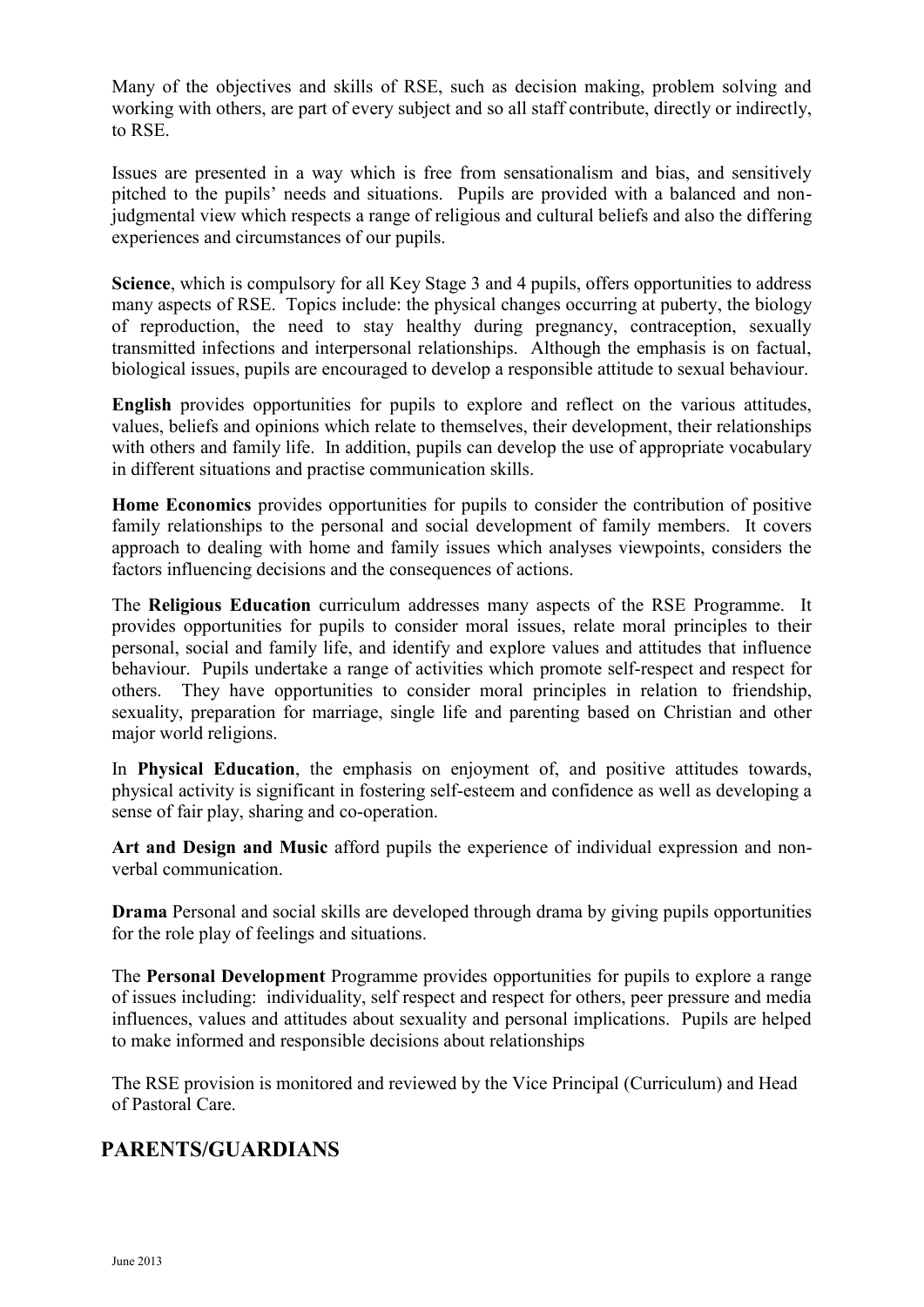Many of the objectives and skills of RSE, such as decision making, problem solving and working with others, are part of every subject and so all staff contribute, directly or indirectly, to RSE.

Issues are presented in a way which is free from sensationalism and bias, and sensitively pitched to the pupils' needs and situations. Pupils are provided with a balanced and non-judgmental view which respects a range of religious and cultural beliefs and also the differing experiences and circumstances of our pupils.

**Science**, which is compulsory for all Key Stage 3 and 4 pupils, offers opportunities to address many aspects of RSE. Topics include: the physical changes occurring at puberty, the biology of reproduction, the need to stay healthy during pregnancy, contraception, sexually transmitted infections and interpersonal relationships. Although the emphasis is on factual, biological issues, pupils are encouraged to develop a responsible attitude to sexual behaviour.

**English** provides opportunities for pupils to explore and reflect on the various attitudes, values, beliefs and opinions which relate to themselves, their development, their relationships with others and family life. In addition, pupils can develop the use of appropriate vocabulary in different situations and practise communication skills.

**Home Economics** provides opportunities for pupils to consider the contribution of positive family relationships to the personal and social development of family members. It covers approach to dealing with home and family issues which analyses viewpoints, considers the factors influencing decisions and the consequences of actions.

The **Religious Education** curriculum addresses many aspects of the RSE Programme. It provides opportunities for pupils to consider moral issues, relate moral principles to their personal, social and family life, and identify and explore values and attitudes that influence behaviour. Pupils undertake a range of activities which promote self-respect and respect for others. They have opportunities to consider moral principles in relation to friendship, sexuality, preparation for marriage, single life and parenting based on Christian and other major world religions.

In **Physical Education**, the emphasis on enjoyment of, and positive attitudes towards, physical activity is significant in fostering self-esteem and confidence as well as developing a sense of fair play, sharing and co-operation.

**Art and Design and Music** afford pupils the experience of individual expression and non-verbal communication.

**Drama** Personal and social skills are developed through drama by giving pupils opportunities for the role play of feelings and situations.

The **Personal Development** Programme provides opportunities for pupils to explore a range of issues including: individuality, self respect and respect for others, peer pressure and media influences, values and attitudes about sexuality and personal implications. Pupils are helped to make informed and responsible decisions about relationships

The RSE provision is monitored and reviewed by the Vice Principal (Curriculum) and Head of Pastoral Care.

## PARENTS/GUARDIANS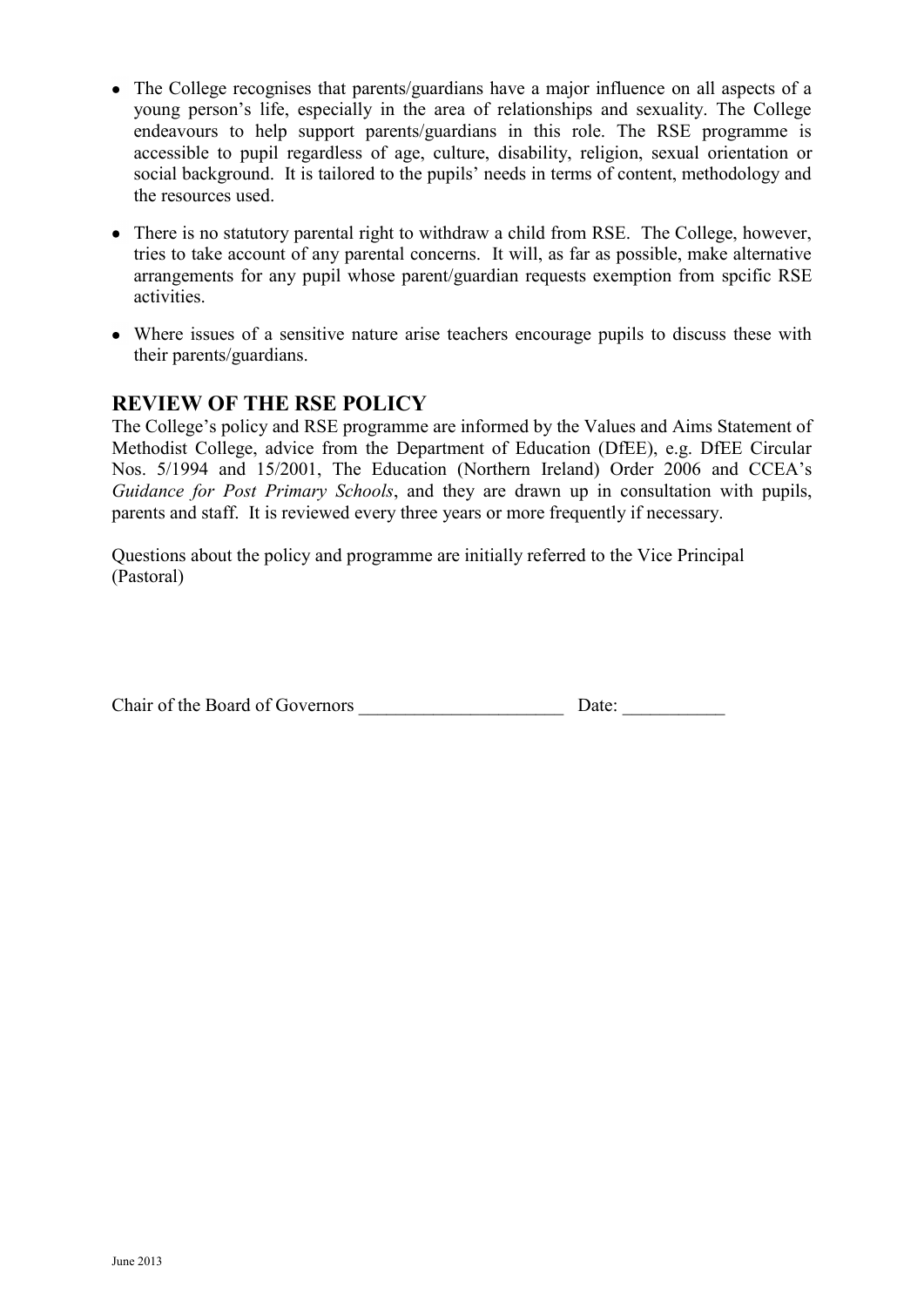- The College recognises that parents/guardians have a major influence on all aspects of a young person's life, especially in the area of relationships and sexuality. The College endeavours to help support parents/guardians in this role. The RSE programme is accessible to pupil regardless of age, culture, disability, religion, sexual orientation or social background. It is tailored to the pupils' needs in terms of content, methodology and the resources used.
- There is no statutory parental right to withdraw a child from RSE. The College, however, tries to take account of any parental concerns. It will, as far as possible, make alternative arrangements for any pupil whose parent/guardian requests exemption from spcific RSE activities.
- Where issues of a sensitive nature arise teachers encourage pupils to discuss these with their parents/guardians.

## REVIEW OF THE RSE POLICY

The College's policy and RSE programme are informed by the Values and Aims Statement of Methodist College, advice from the Department of Education (DfEE), e.g. DfEE Circular Nos. 5/1994 and 15/2001, The Education (Northern Ireland) Order 2006 and CCEA's *Guidance for Post Primary Schools*, and they are drawn up in consultation with pupils, parents and staff. It is reviewed every three years or more frequently if necessary.

Questions about the policy and programme are initially referred to the Vice Principal (Pastoral)

Chair of the Board of Governors ______________________ Date: ___________

June 2013